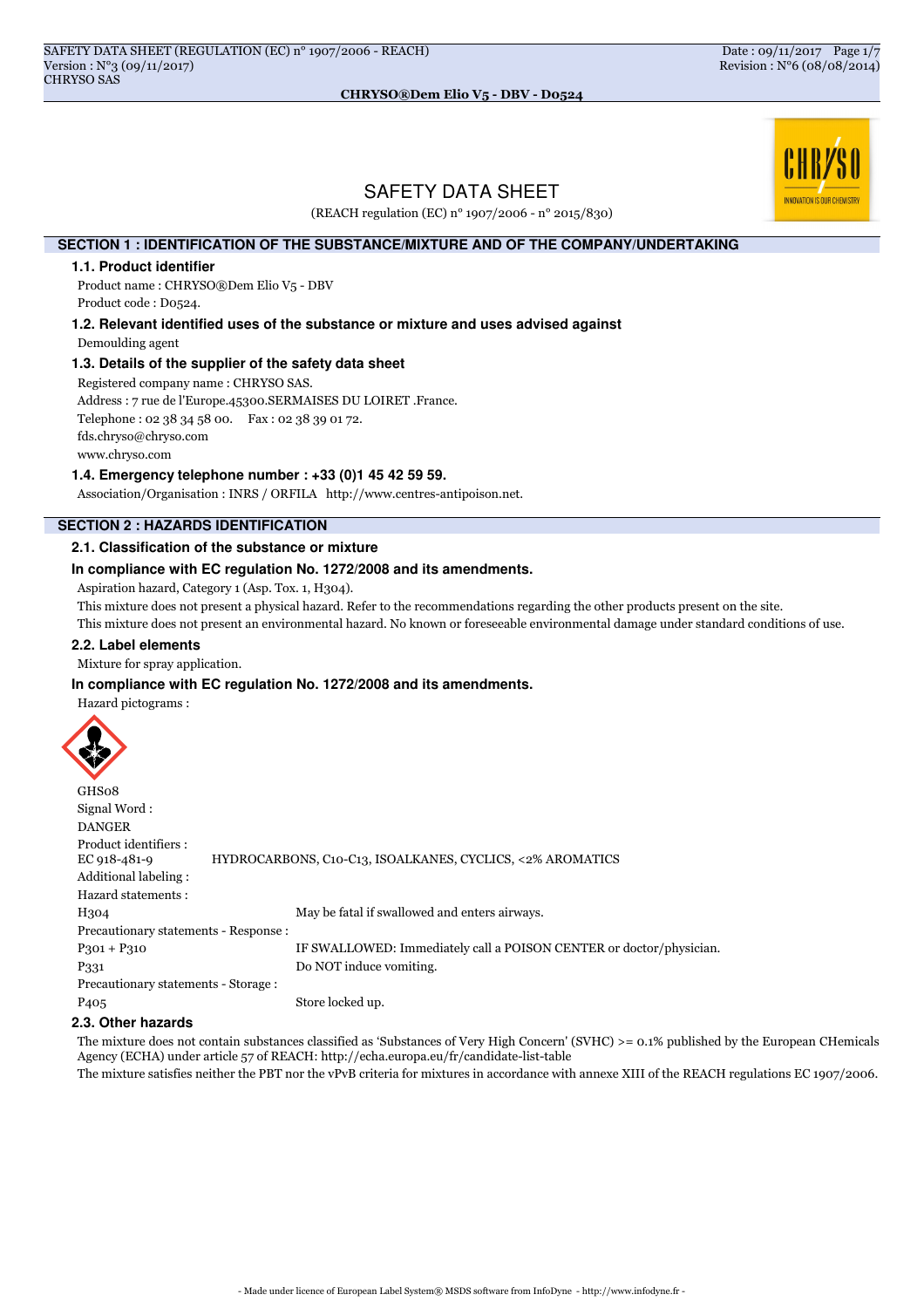# SAFETY DATA SHEET

(REACH regulation (EC) n° 1907/2006 - n° 2015/830)

## SECTION 1 : IDENTIFICATION OF THE SUBSTANCE/MIXTURE AND OF THE COMPANY/UNDERTAKING

### 1.1. Product identifier

Product name : CHRYSO®Dem Elio V5 - DBV

Product code : D0524.

### 1.2. Relevant identified uses of the substance or mixture and uses advised against

Demoulding agent

### 1.3. Details of the supplier of the safety data sheet

Registered company name : CHRYSO SAS.

Address : 7 rue de l'Europe.45300.SERMAISES DU LOIRET .France.

Telephone : 02 38 34 58 00. Fax : 02 38 39 01 72.

fds.chryso@chryso.com

www.chryso.com

### 1.4. Emergency telephone number : +33 (0)1 45 42 59 59.

Association/Organisation : INRS / ORFILA http://www.centres-antipoison.net.

## SECTION 2 : HAZARDS IDENTIFICATION

### 2.1. Classification of the substance or mixture

**In compliance with EC regulation No. 1272/2008 and its amendments.**

Aspiration hazard, Category 1 (Asp. Tox. 1, H304).

This mixture does not present a physical hazard. Refer to the recommendations regarding the other products present on the site.

This mixture does not present an environmental hazard. No known or foreseeable environmental damage under standard conditions of use.

### 2.2. Label elements

Mixture for spray application.

**In compliance with EC regulation No. 1272/2008 and its amendments.**

Hazard pictograms :

GHS08

Signal Word :

DANGER

Product identifiers :

EC 918-481-9 HYDROCARBONS, C10-C13, ISOALKANES, CYCLICS, <2% AROMATICS

Additional labeling :

Hazard statements :

H304 May be fatal if swallowed and enters airways.

Precautionary statements - Response :

P301 + P310 IF SWALLOWED: Immediately call a POISON CENTER or doctor/physician.

P331 Do NOT induce vomiting.

Precautionary statements - Storage :

P405 Store locked up.

### 2.3. Other hazards

The mixture does not contain substances classified as 'Substances of Very High Concern' (SVHC) >= 0.1% published by the European CHemicals Agency (ECHA) under article 57 of REACH: http://echa.europa.eu/fr/candidate-list-table

The mixture satisfies neither the PBT nor the vPvB criteria for mixtures in accordance with annexe XIII of the REACH regulations EC 1907/2006.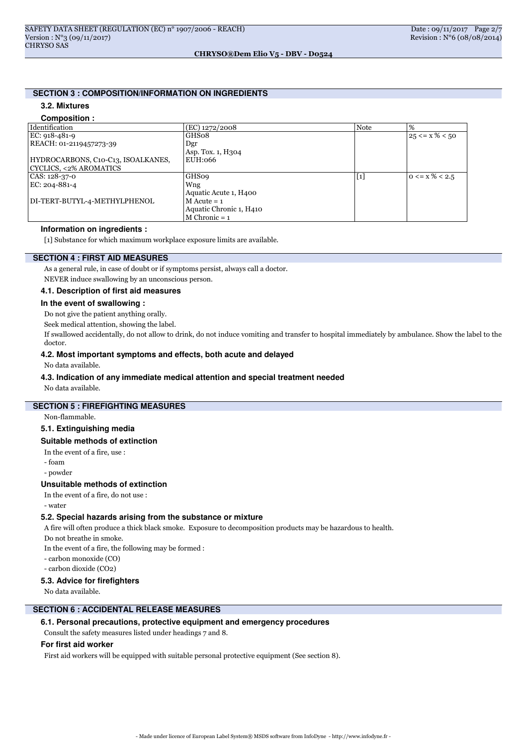## SECTION 3 : COMPOSITION/INFORMATION ON INGREDIENTS

### 3.2. Mixtures

**Composition :**

| Identification | (EC) 1272/2008 | Note | % |
|---|---|---|---|
| EC: 918-481-9<br>REACH: 01-2119457273-39<br><br>HYDROCARBONS, C10-C13, ISOALKANES, CYCLICS, <2% AROMATICS | GHS08<br>Dgr<br>Asp. Tox. 1, H304<br>EUH:066 | | 25 <= x % < 50 |
| CAS: 128-37-0<br>EC: 204-881-4<br><br>DI-TERT-BUTYL-4-METHYLPHENOL | GHS09<br>Wng<br>Aquatic Acute 1, H400<br>M Acute = 1<br>Aquatic Chronic 1, H410<br>M Chronic = 1 | [1] | 0 <= x % < 2.5 |

**Information on ingredients :**

[1] Substance for which maximum workplace exposure limits are available.

## SECTION 4 : FIRST AID MEASURES

As a general rule, in case of doubt or if symptoms persist, always call a doctor.

NEVER induce swallowing by an unconscious person.

### 4.1. Description of first aid measures

#### In the event of swallowing :

Do not give the patient anything orally.

Seek medical attention, showing the label.

If swallowed accidentally, do not allow to drink, do not induce vomiting and transfer to hospital immediately by ambulance. Show the label to the doctor.

### 4.2. Most important symptoms and effects, both acute and delayed

No data available.

### 4.3. Indication of any immediate medical attention and special treatment needed

No data available.

## SECTION 5 : FIREFIGHTING MEASURES

Non-flammable.

### 5.1. Extinguishing media

#### Suitable methods of extinction

In the event of a fire, use :

- foam
- powder

#### Unsuitable methods of extinction

In the event of a fire, do not use :

- water

### 5.2. Special hazards arising from the substance or mixture

A fire will often produce a thick black smoke. Exposure to decomposition products may be hazardous to health.

Do not breathe in smoke.

In the event of a fire, the following may be formed :

- carbon monoxide (CO)
- carbon dioxide ($CO_2$)

### 5.3. Advice for firefighters

No data available.

## SECTION 6 : ACCIDENTAL RELEASE MEASURES

### 6.1. Personal precautions, protective equipment and emergency procedures

Consult the safety measures listed under headings 7 and 8.

#### For first aid worker

First aid workers will be equipped with suitable personal protective equipment (See section 8).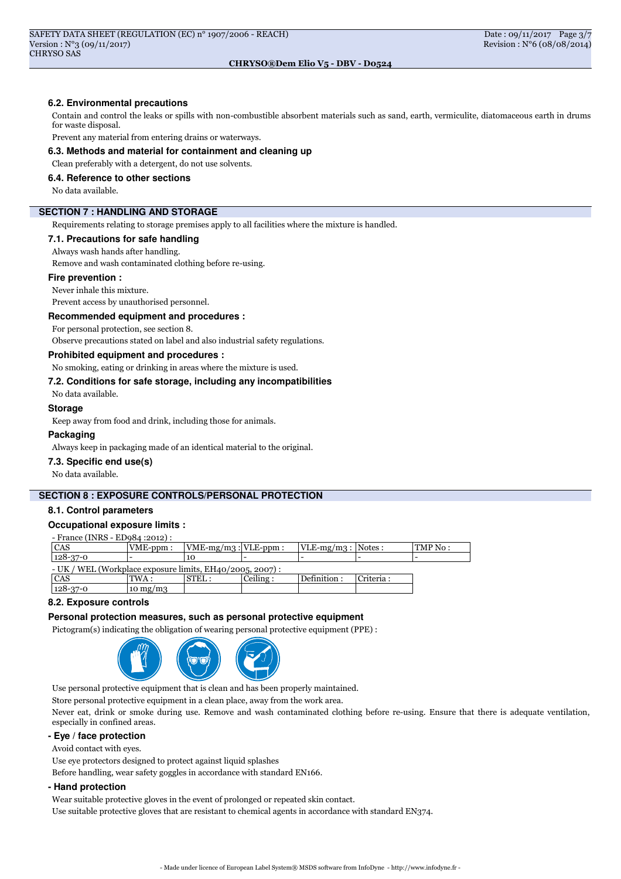### 6.2. Environmental precautions

Contain and control the leaks or spills with non-combustible absorbent materials such as sand, earth, vermiculite, diatomaceous earth in drums for waste disposal.

Prevent any material from entering drains or waterways.

### 6.3. Methods and material for containment and cleaning up

Clean preferably with a detergent, do not use solvents.

### 6.4. Reference to other sections

No data available.

## SECTION 7 : HANDLING AND STORAGE

Requirements relating to storage premises apply to all facilities where the mixture is handled.

### 7.1. Precautions for safe handling

Always wash hands after handling.

Remove and wash contaminated clothing before re-using.

#### Fire prevention :

Never inhale this mixture.

Prevent access by unauthorised personnel.

#### Recommended equipment and procedures :

For personal protection, see section 8.

Observe precautions stated on label and also industrial safety regulations.

#### Prohibited equipment and procedures :

No smoking, eating or drinking in areas where the mixture is used.

### 7.2. Conditions for safe storage, including any incompatibilities

No data available.

#### Storage

Keep away from food and drink, including those for animals.

#### Packaging

Always keep in packaging made of an identical material to the original.

### 7.3. Specific end use(s)

No data available.

## SECTION 8 : EXPOSURE CONTROLS/PERSONAL PROTECTION

### 8.1. Control parameters

#### Occupational exposure limits :

- France (INRS - ED984 :2012) :

| CAS | VME-ppm : | VME-mg/m3 : | VLE-ppm : | VLE-mg/m3 : | Notes : | TMP No : |
|---|---|---|---|---|---|---|
| 128-37-0 | - | 10 | - | - | - | - |

- UK / WEL (Workplace exposure limits, EH40/2005, 2007) :

| CAS | TWA : | STEL : | Ceiling : | Definition : | Criteria : |
|---|---|---|---|---|---|
| 128-37-0 | 10 mg/m3 | | | | |

### 8.2. Exposure controls

#### Personal protection measures, such as personal protective equipment

Pictogram(s) indicating the obligation of wearing personal protective equipment (PPE) :

Use personal protective equipment that is clean and has been properly maintained.

Store personal protective equipment in a clean place, away from the work area.

Never eat, drink or smoke during use. Remove and wash contaminated clothing before re-using. Ensure that there is adequate ventilation, especially in confined areas.

#### - Eye / face protection

Avoid contact with eyes.

Use eye protectors designed to protect against liquid splashes

Before handling, wear safety goggles in accordance with standard EN166.

#### - Hand protection

Wear suitable protective gloves in the event of prolonged or repeated skin contact.

Use suitable protective gloves that are resistant to chemical agents in accordance with standard EN374.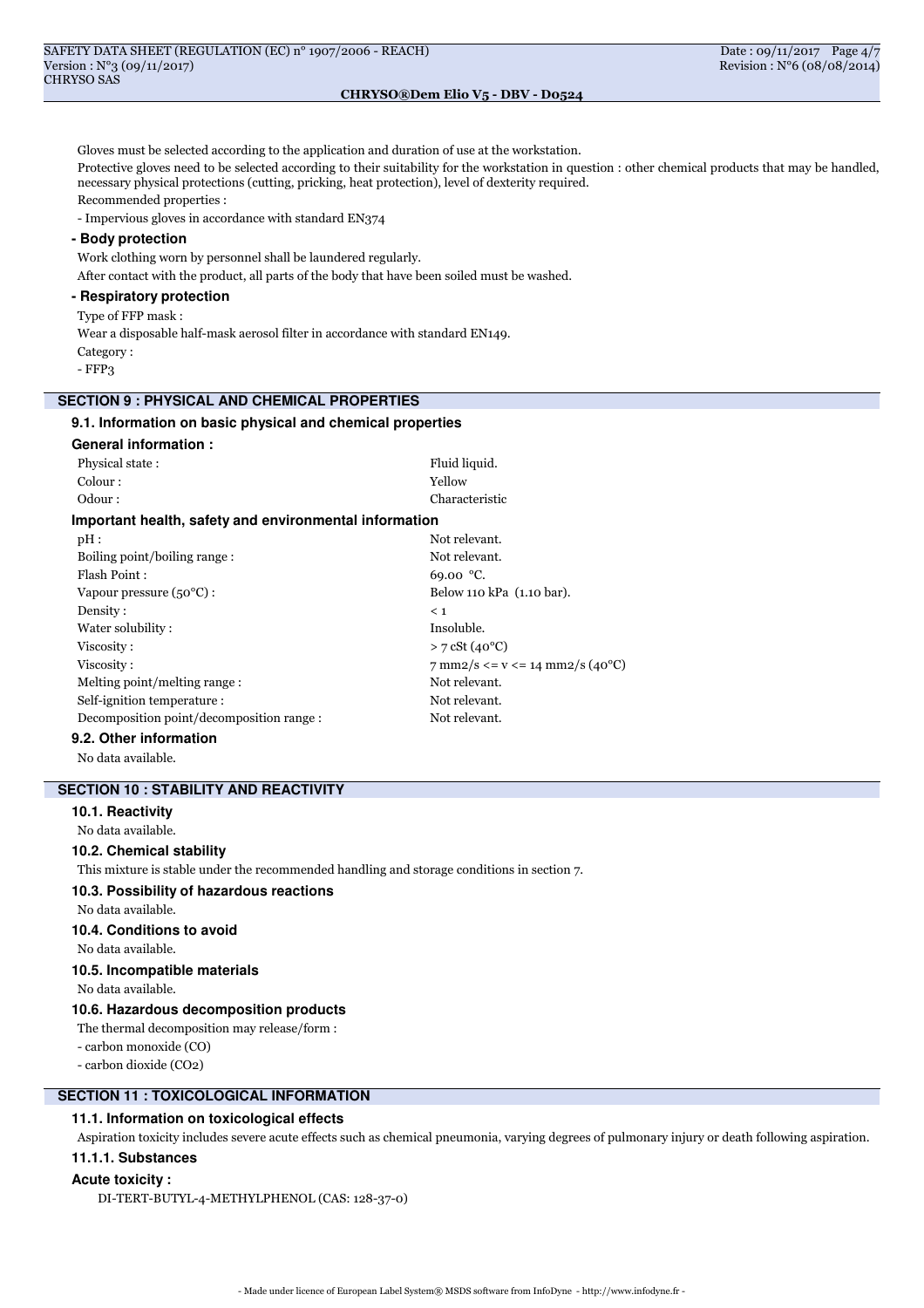Gloves must be selected according to the application and duration of use at the workstation.

Protective gloves need to be selected according to their suitability for the workstation in question : other chemical products that may be handled, necessary physical protections (cutting, pricking, heat protection), level of dexterity required.

Recommended properties :

- Impervious gloves in accordance with standard EN374

**- Body protection**

Work clothing worn by personnel shall be laundered regularly.

After contact with the product, all parts of the body that have been soiled must be washed.

**- Respiratory protection**

Type of FFP mask :

Wear a disposable half-mask aerosol filter in accordance with standard EN149.

Category :

- FFP3

## SECTION 9 : PHYSICAL AND CHEMICAL PROPERTIES

### 9.1. Information on basic physical and chemical properties

**General information :**

| | |
|---|---|
| Physical state : | Fluid liquid. |
| Colour : | Yellow |
| Odour : | Characteristic |

**Important health, safety and environmental information**

| | |
|---|---|
| pH : | Not relevant. |
| Boiling point/boiling range : | Not relevant. |
| Flash Point : | 69.00 °C. |
| Vapour pressure (50°C) : | Below 110 kPa (1.10 bar). |
| Density : | < 1 |
| Water solubility : | Insoluble. |
| Viscosity : | > 7 cSt (40°C) |
| Viscosity : | 7 mm2/s <= v <= 14 mm2/s (40°C) |
| Melting point/melting range : | Not relevant. |
| Self-ignition temperature : | Not relevant. |
| Decomposition point/decomposition range : | Not relevant. |

### 9.2. Other information

No data available.

## SECTION 10 : STABILITY AND REACTIVITY

### 10.1. Reactivity

No data available.

### 10.2. Chemical stability

This mixture is stable under the recommended handling and storage conditions in section 7.

### 10.3. Possibility of hazardous reactions

No data available.

### 10.4. Conditions to avoid

No data available.

### 10.5. Incompatible materials

No data available.

### 10.6. Hazardous decomposition products

The thermal decomposition may release/form :

- carbon monoxide (CO)
- carbon dioxide ($CO_2$)

## SECTION 11 : TOXICOLOGICAL INFORMATION

### 11.1. Information on toxicological effects

Aspiration toxicity includes severe acute effects such as chemical pneumonia, varying degrees of pulmonary injury or death following aspiration.

### 11.1.1. Substances

**Acute toxicity :**

DI-TERT-BUTYL-4-METHYLPHENOL (CAS: 128-37-0)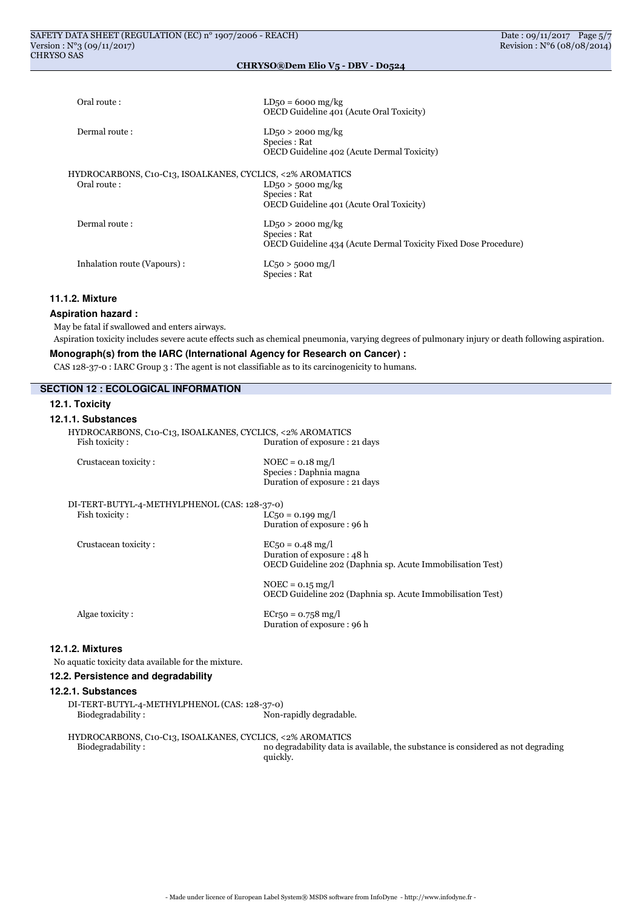Oral route : LD50 = 6000 mg/kg
OECD Guideline 401 (Acute Oral Toxicity)

Dermal route : LD50 > 2000 mg/kg
Species : Rat
OECD Guideline 402 (Acute Dermal Toxicity)

HYDROCARBONS, C10-C13, ISOALKANES, CYCLICS, <2% AROMATICS

Oral route : LD50 > 5000 mg/kg
Species : Rat
OECD Guideline 401 (Acute Oral Toxicity)

Dermal route : LD50 > 2000 mg/kg
Species : Rat
OECD Guideline 434 (Acute Dermal Toxicity Fixed Dose Procedure)

Inhalation route (Vapours) : LC50 > 5000 mg/l
Species : Rat

#### 11.1.2. Mixture

**Aspiration hazard :**

May be fatal if swallowed and enters airways.

Aspiration toxicity includes severe acute effects such as chemical pneumonia, varying degrees of pulmonary injury or death following aspiration.

**Monograph(s) from the IARC (International Agency for Research on Cancer) :**

CAS 128-37-0 : IARC Group 3 : The agent is not classifiable as to its carcinogenicity to humans.

## SECTION 12 : ECOLOGICAL INFORMATION

### 12.1. Toxicity

#### 12.1.1. Substances

HYDROCARBONS, C10-C13, ISOALKANES, CYCLICS, <2% AROMATICS

Fish toxicity : Duration of exposure : 21 days

Crustacean toxicity : NOEC = 0.18 mg/l
Species : Daphnia magna
Duration of exposure : 21 days

DI-TERT-BUTYL-4-METHYLPHENOL (CAS: 128-37-0)

Fish toxicity : LC50 = 0.199 mg/l
Duration of exposure : 96 h

Crustacean toxicity : EC50 = 0.48 mg/l
Duration of exposure : 48 h
OECD Guideline 202 (Daphnia sp. Acute Immobilisation Test)

NOEC = 0.15 mg/l
OECD Guideline 202 (Daphnia sp. Acute Immobilisation Test)

Algae toxicity : ECr50 = 0.758 mg/l
Duration of exposure : 96 h

#### 12.1.2. Mixtures

No aquatic toxicity data available for the mixture.

### 12.2. Persistence and degradability

#### 12.2.1. Substances

DI-TERT-BUTYL-4-METHYLPHENOL (CAS: 128-37-0)

Biodegradability : Non-rapidly degradable.

HYDROCARBONS, C10-C13, ISOALKANES, CYCLICS, <2% AROMATICS

Biodegradability : no degradability data is available, the substance is considered as not degrading quickly.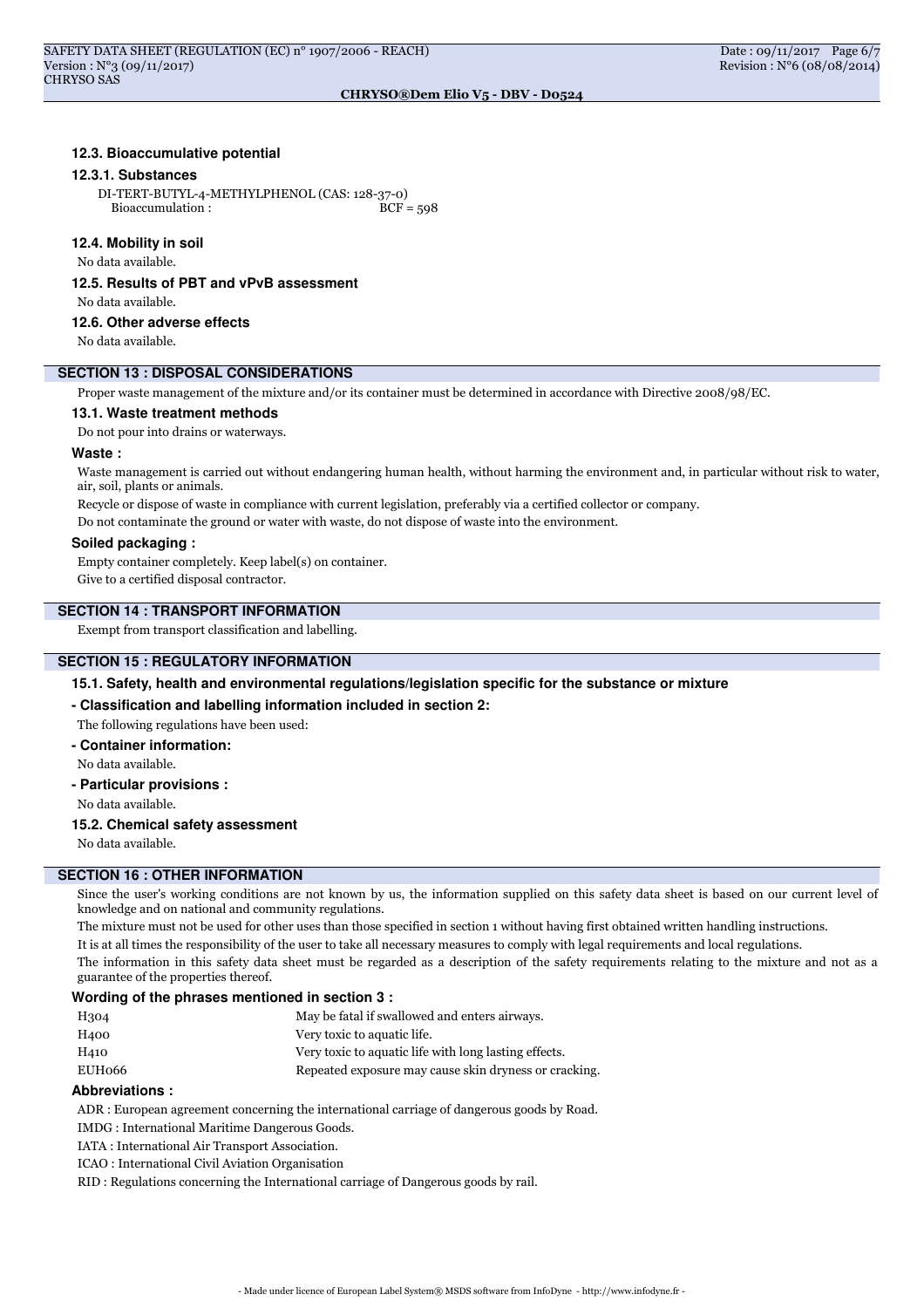### 12.3. Bioaccumulative potential

#### 12.3.1. Substances

DI-TERT-BUTYL-4-METHYLPHENOL (CAS: 128-37-0)
Bioaccumulation : BCF = 598

### 12.4. Mobility in soil

No data available.

### 12.5. Results of PBT and vPvB assessment

No data available.

### 12.6. Other adverse effects

No data available.

## SECTION 13 : DISPOSAL CONSIDERATIONS

Proper waste management of the mixture and/or its container must be determined in accordance with Directive 2008/98/EC.

### 13.1. Waste treatment methods

Do not pour into drains or waterways.

**Waste :**

Waste management is carried out without endangering human health, without harming the environment and, in particular without risk to water, air, soil, plants or animals.

Recycle or dispose of waste in compliance with current legislation, preferably via a certified collector or company.

Do not contaminate the ground or water with waste, do not dispose of waste into the environment.

**Soiled packaging :**

Empty container completely. Keep label(s) on container.

Give to a certified disposal contractor.

## SECTION 14 : TRANSPORT INFORMATION

Exempt from transport classification and labelling.

## SECTION 15 : REGULATORY INFORMATION

### 15.1. Safety, health and environmental regulations/legislation specific for the substance or mixture

**- Classification and labelling information included in section 2:**

The following regulations have been used:

**- Container information:**

No data available.

**- Particular provisions :**

No data available.

### 15.2. Chemical safety assessment

No data available.

## SECTION 16 : OTHER INFORMATION

Since the user's working conditions are not known by us, the information supplied on this safety data sheet is based on our current level of knowledge and on national and community regulations.

The mixture must not be used for other uses than those specified in section 1 without having first obtained written handling instructions.

It is at all times the responsibility of the user to take all necessary measures to comply with legal requirements and local regulations.

The information in this safety data sheet must be regarded as a description of the safety requirements relating to the mixture and not as a guarantee of the properties thereof.

**Wording of the phrases mentioned in section 3 :**

| | |
|---|---|
| H304 | May be fatal if swallowed and enters airways. |
| H400 | Very toxic to aquatic life. |
| H410 | Very toxic to aquatic life with long lasting effects. |
| EUH066 | Repeated exposure may cause skin dryness or cracking. |

**Abbreviations :**

ADR : European agreement concerning the international carriage of dangerous goods by Road.

IMDG : International Maritime Dangerous Goods.

IATA : International Air Transport Association.

ICAO : International Civil Aviation Organisation

RID : Regulations concerning the International carriage of Dangerous goods by rail.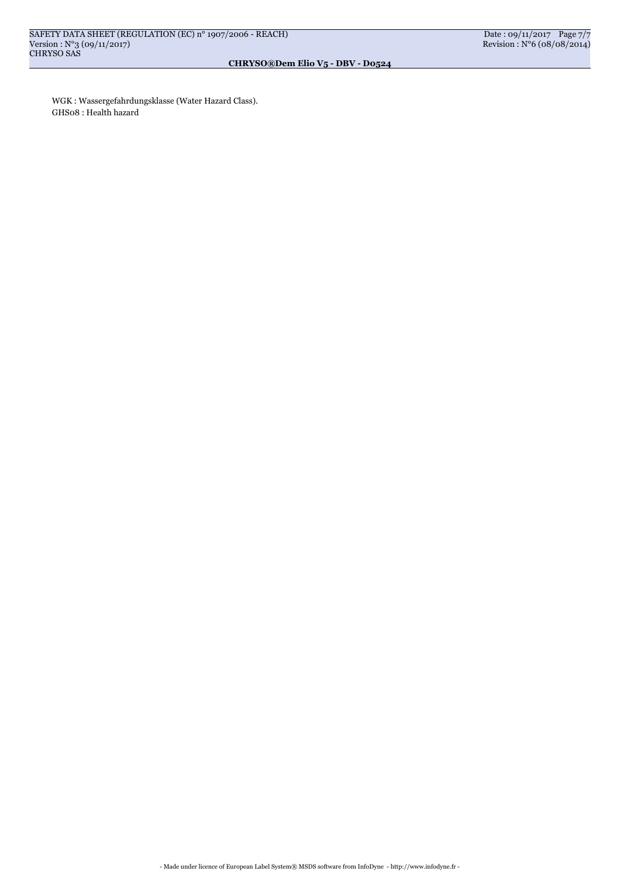WGK : Wassergefahrdungsklasse (Water Hazard Class).

GHS08 : Health hazard